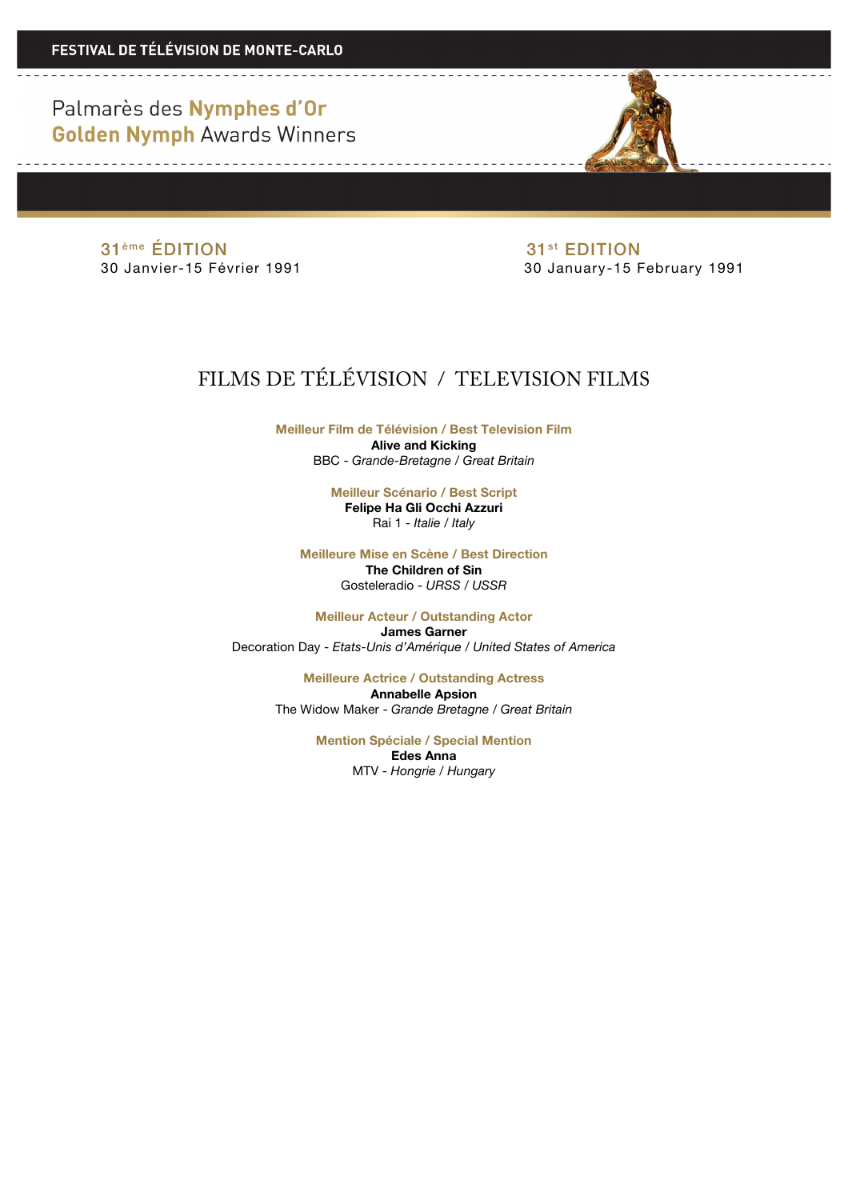**FESTIVAL DE TÉLÉVISION DE MONTE-CARLO**

# Palmarès des **Nymphes d'Or**
# **Golden Nymph** Awards Winners

31ème ÉDITION
30 Janvier-15 Février 1991

31st EDITION
30 January-15 February 1991

## FILMS DE TÉLÉVISION / TELEVISION FILMS

**Meilleur Film de Télévision / Best Television Film**
**Alive and Kicking**
BBC - *Grande-Bretagne / Great Britain*

**Meilleur Scénario / Best Script**
**Felipe Ha Gli Occhi Azzuri**
Rai 1 - *Italie / Italy*

**Meilleure Mise en Scène / Best Direction**
**The Children of Sin**
Gosteleradio - *URSS / USSR*

**Meilleur Acteur / Outstanding Actor**
**James Garner**
Decoration Day - *Etats-Unis d'Amérique / United States of America*

**Meilleure Actrice / Outstanding Actress**
**Annabelle Apsion**
The Widow Maker - *Grande Bretagne / Great Britain*

**Mention Spéciale / Special Mention**
**Edes Anna**
MTV - *Hongrie / Hungary*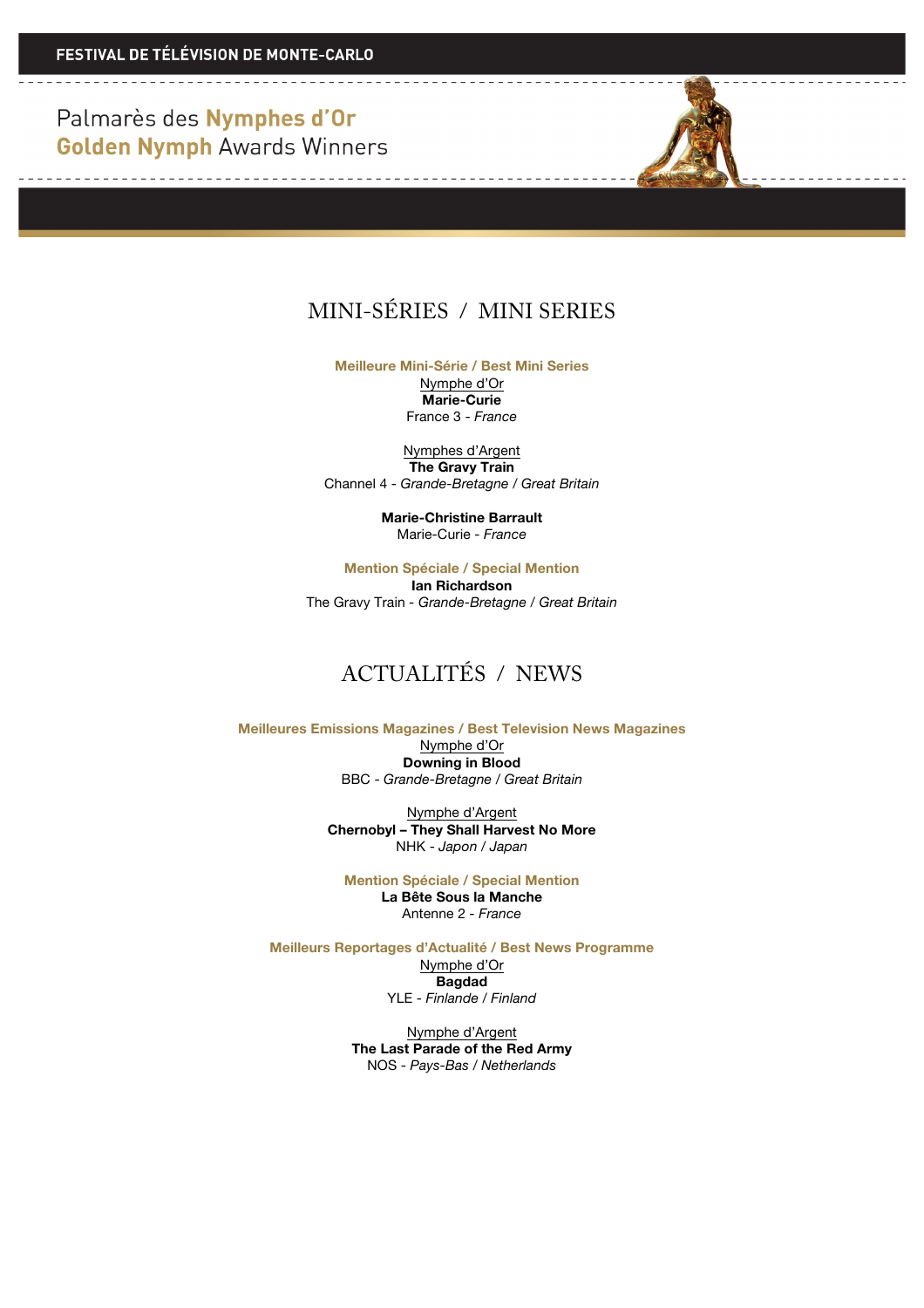# MINI-SÉRIES / MINI SERIES

**Meilleure Mini-Série / Best Mini Series**

Nymphe d'Or
**Marie-Curie**
France 3 - *France*

Nymphes d'Argent
**The Gravy Train**
Channel 4 - *Grande-Bretagne* / *Great Britain*

**Marie-Christine Barrault**
Marie-Curie - *France*

**Mention Spéciale / Special Mention**
**Ian Richardson**
The Gravy Train - *Grande-Bretagne* / *Great Britain*

# ACTUALITÉS / NEWS

**Meilleures Emissions Magazines / Best Television News Magazines**

Nymphe d'Or
**Downing in Blood**
BBC - *Grande-Bretagne* / *Great Britain*

Nymphe d'Argent
**Chernobyl – They Shall Harvest No More**
NHK - *Japon* / *Japan*

**Mention Spéciale / Special Mention**
**La Bête Sous la Manche**
Antenne 2 - *France*

**Meilleurs Reportages d'Actualité / Best News Programme**

Nymphe d'Or
**Bagdad**
YLE - *Finlande* / *Finland*

Nymphe d'Argent
**The Last Parade of the Red Army**
NOS - *Pays-Bas* / *Netherlands*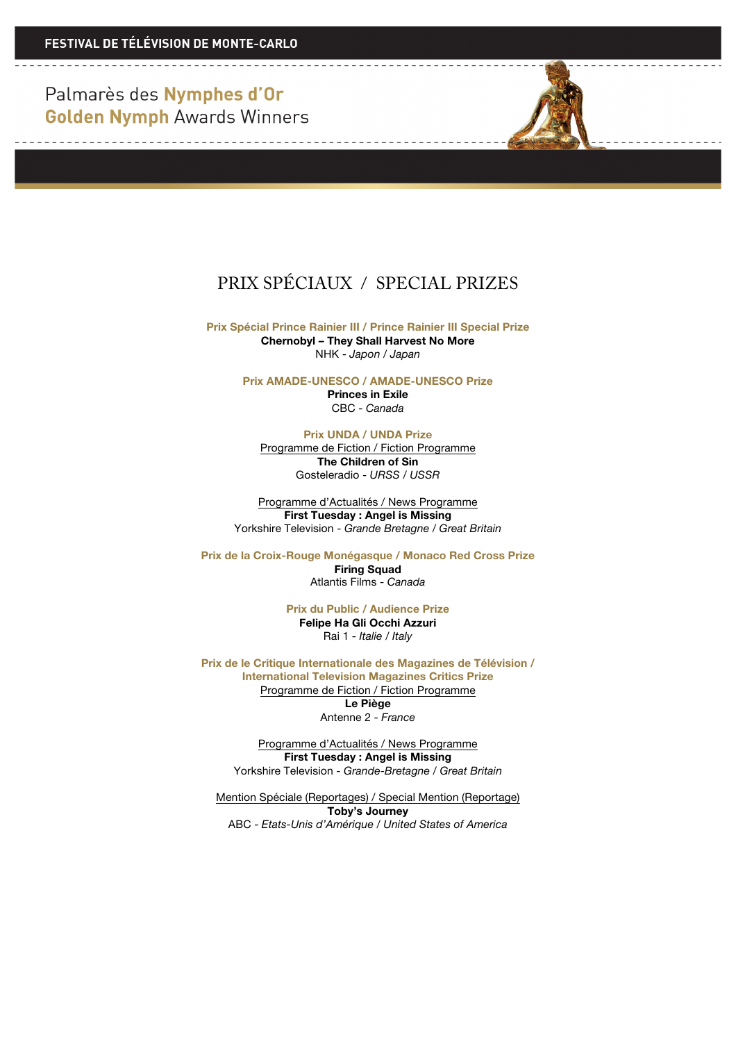FESTIVAL DE TÉLÉVISION DE MONTE-CARLO

Palmarès des **Nymphes d'Or**
**Golden Nymph** Awards Winners

# PRIX SPÉCIAUX / SPECIAL PRIZES

**Prix Spécial Prince Rainier III / Prince Rainier III Special Prize**
**Chernobyl – They Shall Harvest No More**
NHK - *Japon / Japan*

**Prix AMADE-UNESCO / AMADE-UNESCO Prize**
**Princes in Exile**
CBC - *Canada*

**Prix UNDA / UNDA Prize**
Programme de Fiction / Fiction Programme
**The Children of Sin**
Gosteleradio - *URSS / USSR*

Programme d'Actualités / News Programme
**First Tuesday : Angel is Missing**
Yorkshire Television - *Grande Bretagne / Great Britain*

**Prix de la Croix-Rouge Monégasque / Monaco Red Cross Prize**
**Firing Squad**
Atlantis Films - *Canada*

**Prix du Public / Audience Prize**
**Felipe Ha Gli Occhi Azzuri**
Rai 1 - *Italie / Italy*

**Prix de le Critique Internationale des Magazines de Télévision / International Television Magazines Critics Prize**
Programme de Fiction / Fiction Programme
**Le Piège**
Antenne 2 - *France*

Programme d'Actualités / News Programme
**First Tuesday : Angel is Missing**
Yorkshire Television - *Grande-Bretagne / Great Britain*

Mention Spéciale (Reportages) / Special Mention (Reportage)
**Toby's Journey**
ABC - *Etats-Unis d'Amérique / United States of America*